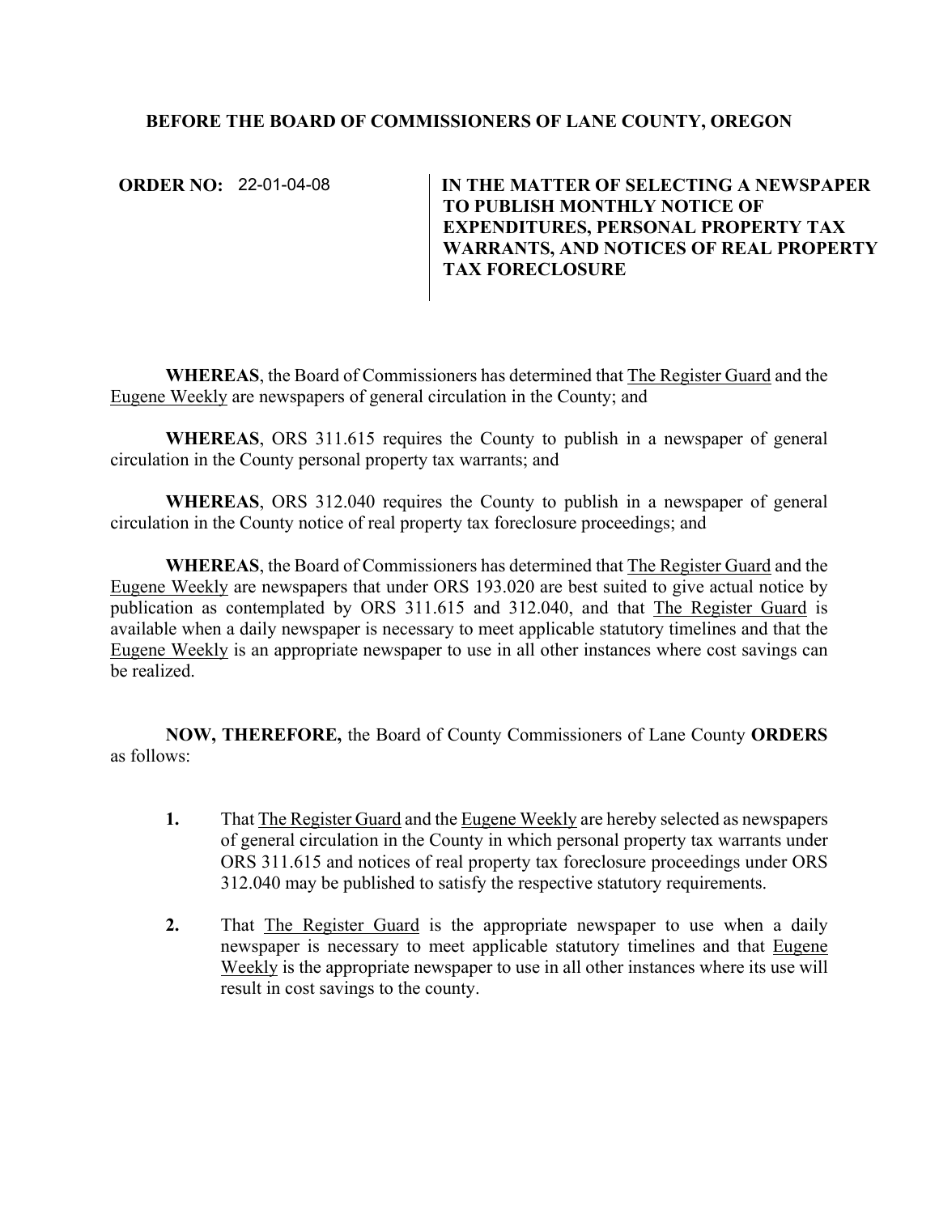**BEFORE THE BOARD OF COMMISSIONERS OF LANE COUNTY, OREGON**

**ORDER NO:** 22-01-04-08

**IN THE MATTER OF SELECTING A NEWSPAPER TO PUBLISH MONTHLY NOTICE OF EXPENDITURES, PERSONAL PROPERTY TAX WARRANTS, AND NOTICES OF REAL PROPERTY TAX FORECLOSURE**

**WHEREAS**, the Board of Commissioners has determined that The Register Guard and the Eugene Weekly are newspapers of general circulation in the County; and

**WHEREAS**, ORS 311.615 requires the County to publish in a newspaper of general circulation in the County personal property tax warrants; and

**WHEREAS**, ORS 312.040 requires the County to publish in a newspaper of general circulation in the County notice of real property tax foreclosure proceedings; and

**WHEREAS**, the Board of Commissioners has determined that The Register Guard and the Eugene Weekly are newspapers that under ORS 193.020 are best suited to give actual notice by publication as contemplated by ORS 311.615 and 312.040, and that The Register Guard is available when a daily newspaper is necessary to meet applicable statutory timelines and that the Eugene Weekly is an appropriate newspaper to use in all other instances where cost savings can be realized.

**NOW, THEREFORE,** the Board of County Commissioners of Lane County **ORDERS** as follows:

1. That The Register Guard and the Eugene Weekly are hereby selected as newspapers of general circulation in the County in which personal property tax warrants under ORS 311.615 and notices of real property tax foreclosure proceedings under ORS 312.040 may be published to satisfy the respective statutory requirements.

2. That The Register Guard is the appropriate newspaper to use when a daily newspaper is necessary to meet applicable statutory timelines and that Eugene Weekly is the appropriate newspaper to use in all other instances where its use will result in cost savings to the county.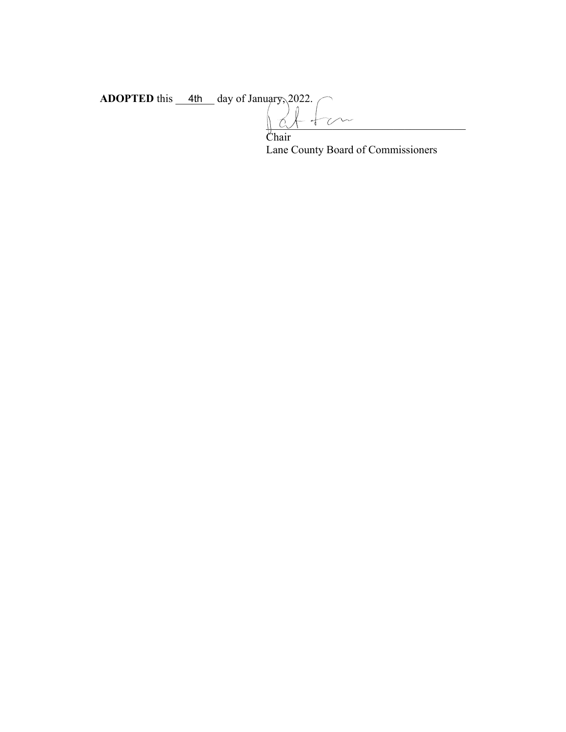**ADOPTED** this \_\_4th\_\_ day of January, 2022.

\_\_\_\_\_\_\_\_\_\_\_\_\_\_\_\_\_\_\_\_\_\_\_\_\_\_\_\_\_\_\_\_\_\_\_\_

Chair
Lane County Board of Commissioners